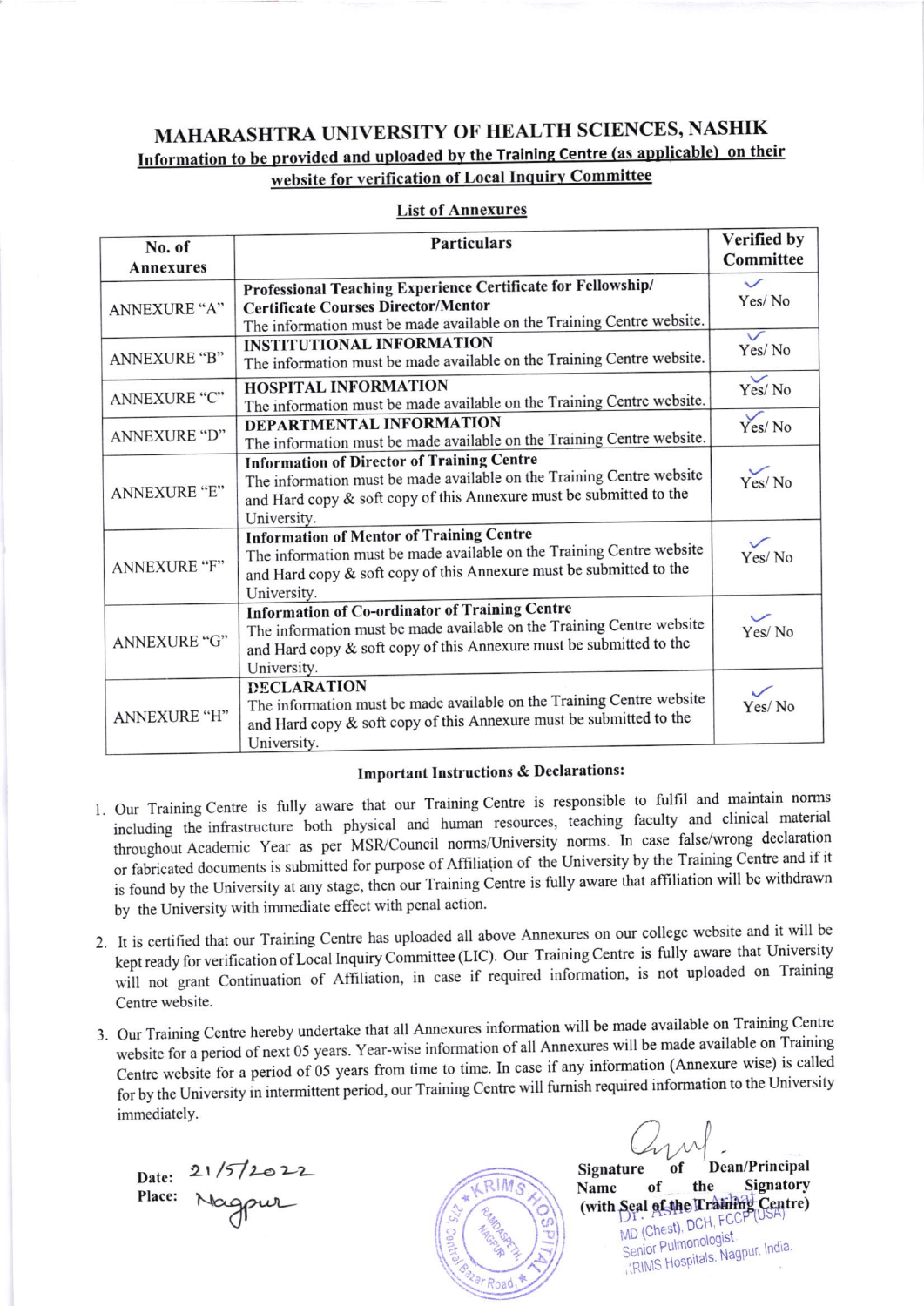# MAHARASHTRA UNIVERSITY OF HEALTH SCIENCES, NASHIK

## Information to be provided and uploaded by the Training Centre (as applicable) on their website for verification of Local Inquiry Committee

### List of Annexures

| No. of Annexures | Particulars | Verified by Committee |
|---|---|---|
| ANNEXURE "A" | **Professional Teaching Experience Certificate for Fellowship/ Certificate Courses Director/Mentor** The information must be made available on the Training Centre website. | ✓ Yes/ No |
| ANNEXURE "B" | **INSTITUTIONAL INFORMATION** The information must be made available on the Training Centre website. | ✓ Yes/ No |
| ANNEXURE "C" | **HOSPITAL INFORMATION** The information must be made available on the Training Centre website. | ✓ Yes/ No |
| ANNEXURE "D" | **DEPARTMENTAL INFORMATION** The information must be made available on the Training Centre website. | ✓ Yes/ No |
| ANNEXURE "E" | **Information of Director of Training Centre** The information must be made available on the Training Centre website and Hard copy & soft copy of this Annexure must be submitted to the University. | ✓ Yes/ No |
| ANNEXURE "F" | **Information of Mentor of Training Centre** The information must be made available on the Training Centre website and Hard copy & soft copy of this Annexure must be submitted to the University. | ✓ Yes/ No |
| ANNEXURE "G" | **Information of Co-ordinator of Training Centre** The information must be made available on the Training Centre website and Hard copy & soft copy of this Annexure must be submitted to the University. | ✓ Yes/ No |
| ANNEXURE "H" | **DECLARATION** The information must be made available on the Training Centre website and Hard copy & soft copy of this Annexure must be submitted to the University. | ✓ Yes/ No |

### Important Instructions & Declarations:

1. Our Training Centre is fully aware that our Training Centre is responsible to fulfil and maintain norms including the infrastructure both physical and human resources, teaching faculty and clinical material throughout Academic Year as per MSR/Council norms/University norms. In case false/wrong declaration or fabricated documents is submitted for purpose of Affiliation of the University by the Training Centre and if it is found by the University at any stage, then our Training Centre is fully aware that affiliation will be withdrawn by the University with immediate effect with penal action.
2. It is certified that our Training Centre has uploaded all above Annexures on our college website and it will be kept ready for verification of Local Inquiry Committee (LIC). Our Training Centre is fully aware that University will not grant Continuation of Affiliation, in case if required information, is not uploaded on Training Centre website.
3. Our Training Centre hereby undertake that all Annexures information will be made available on Training Centre website for a period of next 05 years. Year-wise information of all Annexures will be made available on Training Centre website for a period of 05 years from time to time. In case if any information (Annexure wise) is called for by the University in intermittent period, our Training Centre will furnish required information to the University immediately.

Date: 21/5/2022
Place: Nagpur

Signature of Dean/Principal
Name of the Signatory
(with Seal of the Training Centre)

Dr. Ashok Arbat
MD (Chest), DCH, FCCP (USA)
Senior Pulmonologist
KRIMS Hospitals, Nagpur, India.

KRIMS HOSPITAL, 278, Central Bazar Road, Ramdaspeth, Nagpur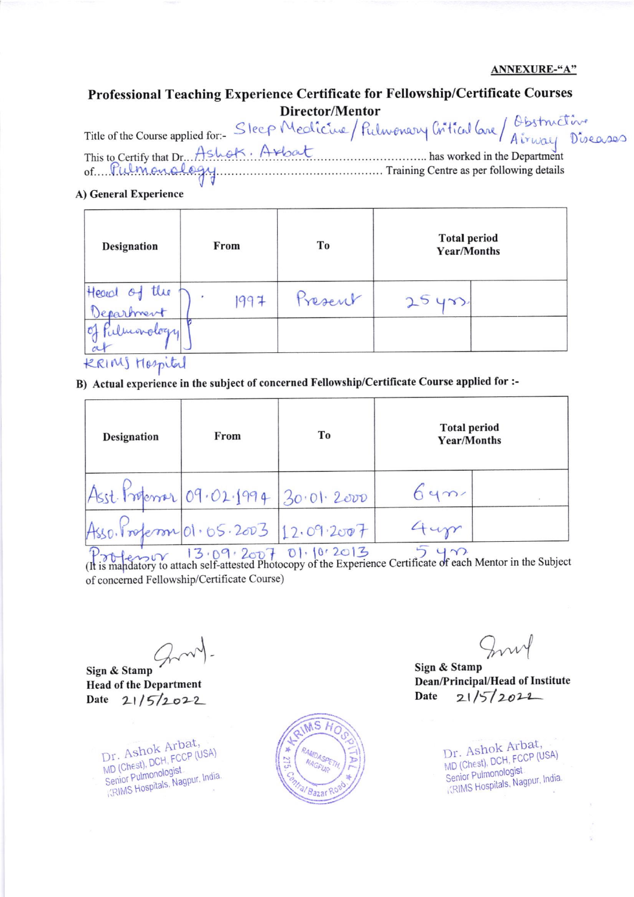**ANNEXURE-"A"**

## Professional Teaching Experience Certificate for Fellowship/Certificate Courses Director/Mentor

Title of the Course applied for:- Sleep Medicine / Pulmonary Critical Care / Obstructive Airway Diseases

This to Certify that Dr. Ashok. Arbat has worked in the Department of Pulmonology Training Centre as per following details

**A) General Experience**

| Designation | From | To | Total period Year/Months | |
|---|---|---|---|---|
| Head of the Department of Pulmonology at KRIMS Hospital | 1997 | Present | 25 yrs. | |
| | | | | |

**B) Actual experience in the subject of concerned Fellowship/Certificate Course applied for :-**

| Designation | From | To | Total period Year/Months | |
|---|---|---|---|---|
| Asst. Professor | 09.02.1994 | 30.01.2000 | 6 yrs. | |
| Asso. Professor | 01.05.2003 | 12.09.2007 | 4 yrs | |
| Professor | 13.09.2007 | 01.10.2013 | 5 yrs | |

(It is mandatory to attach self-attested Photocopy of the Experience Certificate of each Mentor in the Subject of concerned Fellowship/Certificate Course)

Sign & Stamp
**Head of the Department**
**Date** 21/5/2022

Dr. Ashok Arbat,
MD (Chest), DCH, FCCP (USA)
Senior Pulmonologist
KRIMS Hospitals, Nagpur, India.

KRIMS HOSPITAL
RAMDASPETH, NAGPUR
275 Central Bazar Road

Sign & Stamp
**Dean/Principal/Head of Institute**
**Date** 21/5/2022

Dr. Ashok Arbat,
MD (Chest), DCH, FCCP (USA)
Senior Pulmonologist
KRIMS Hospitals, Nagpur, India.